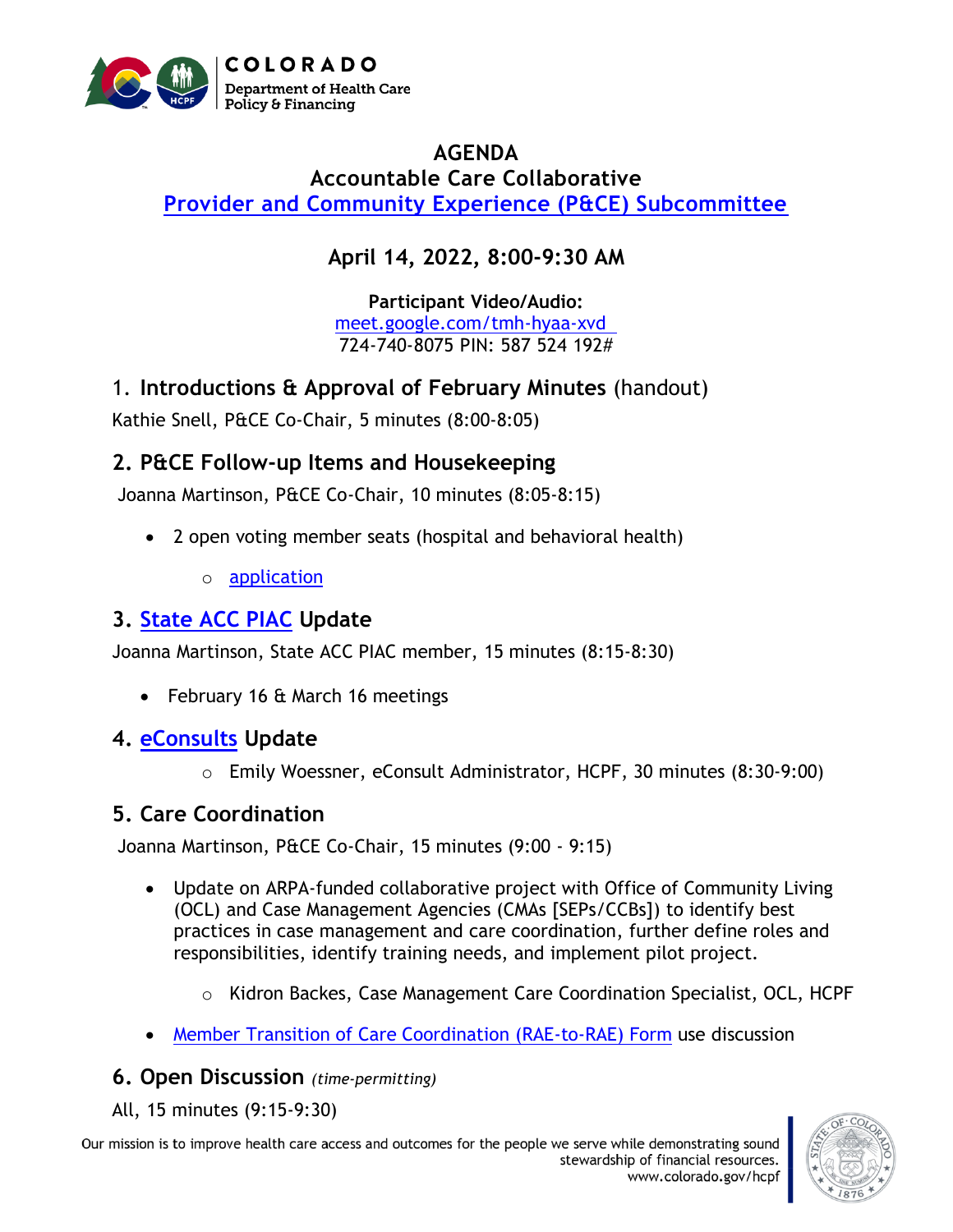COLORADO
Department of Health Care Policy & Financing

# AGENDA
## Accountable Care Collaborative
## Provider and Community Experience (P&CE) Subcommittee

### April 14, 2022, 8:00-9:30 AM

**Participant Video/Audio:**
meet.google.com/tmh-hyaa-xvd
724-740-8075 PIN: 587 524 192#

## 1. Introductions & Approval of February Minutes (handout)

Kathie Snell, P&CE Co-Chair, 5 minutes (8:00-8:05)

## 2. P&CE Follow-up Items and Housekeeping

Joanna Martinson, P&CE Co-Chair, 10 minutes (8:05-8:15)

- 2 open voting member seats (hospital and behavioral health)
  - application

## 3. State ACC PIAC Update

Joanna Martinson, State ACC PIAC member, 15 minutes (8:15-8:30)

- February 16 & March 16 meetings

## 4. eConsults Update

- Emily Woessner, eConsult Administrator, HCPF, 30 minutes (8:30-9:00)

## 5. Care Coordination

Joanna Martinson, P&CE Co-Chair, 15 minutes (9:00 - 9:15)

- Update on ARPA-funded collaborative project with Office of Community Living (OCL) and Case Management Agencies (CMAs [SEPs/CCBs]) to identify best practices in case management and care coordination, further define roles and responsibilities, identify training needs, and implement pilot project.
  - Kidron Backes, Case Management Care Coordination Specialist, OCL, HCPF
- Member Transition of Care Coordination (RAE-to-RAE) Form use discussion

## 6. Open Discussion *(time-permitting)*

All, 15 minutes (9:15-9:30)

Our mission is to improve health care access and outcomes for the people we serve while demonstrating sound stewardship of financial resources.
www.colorado.gov/hcpf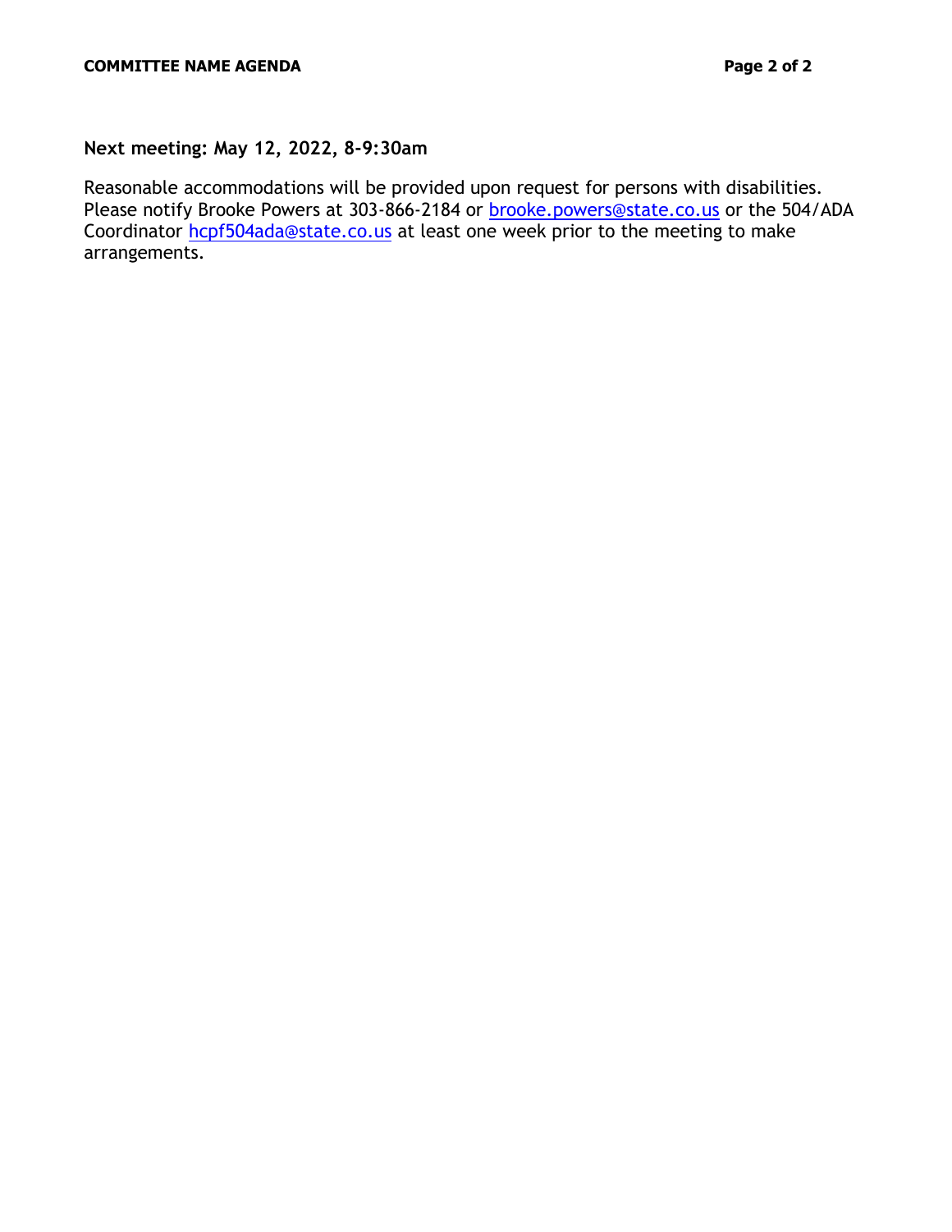**Next meeting: May 12, 2022, 8-9:30am**

Reasonable accommodations will be provided upon request for persons with disabilities. Please notify Brooke Powers at 303-866-2184 or brooke.powers@state.co.us or the 504/ADA Coordinator hcpf504ada@state.co.us at least one week prior to the meeting to make arrangements.